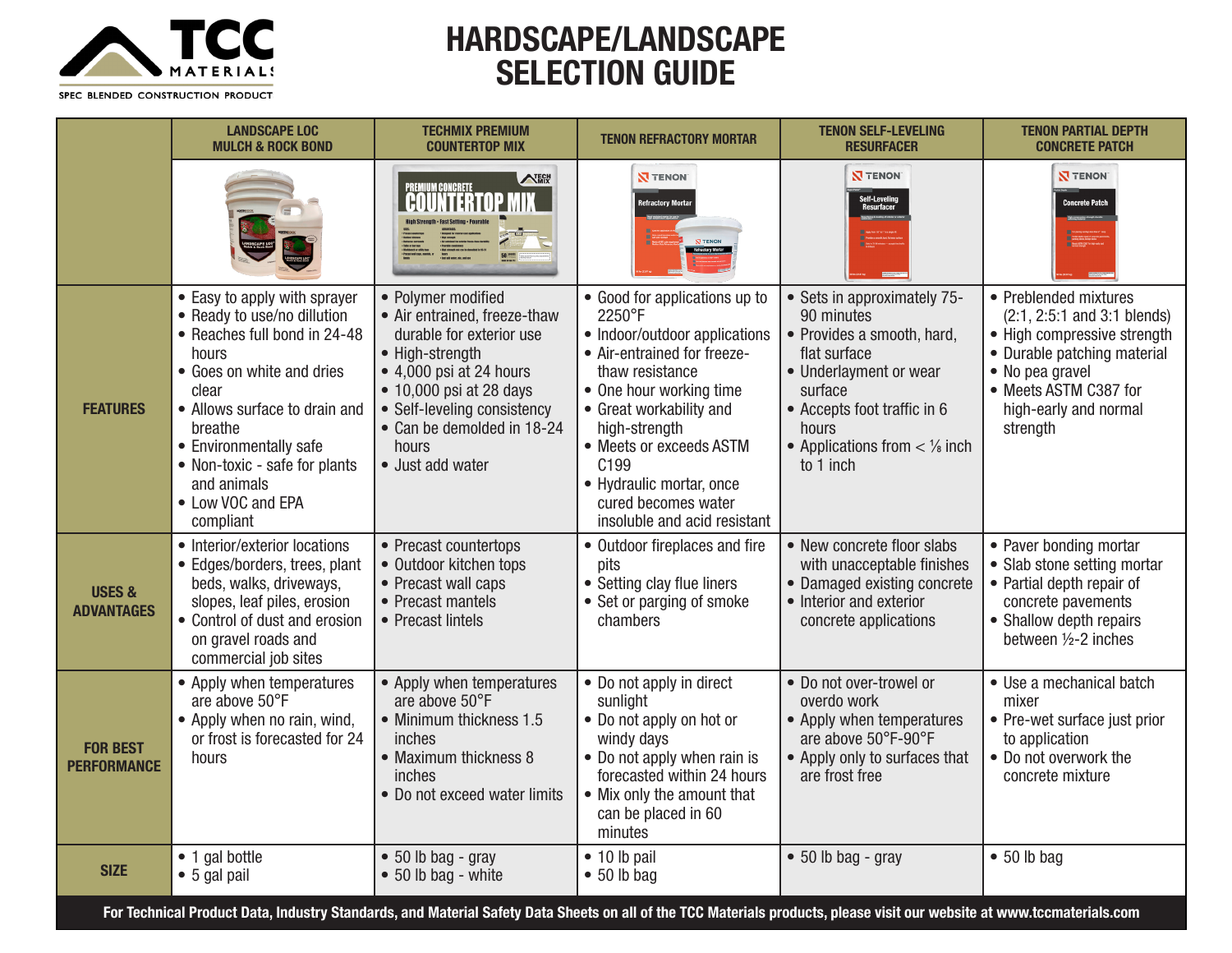TCC MATERIALS

SPEC BLENDED CONSTRUCTION PRODUCT

# HARDSCAPE/LANDSCAPE SELECTION GUIDE

| | LANDSCAPE LOC MULCH & ROCK BOND | TECHMIX PREMIUM COUNTERTOP MIX | TENON REFRACTORY MORTAR | TENON SELF-LEVELING RESURFACER | TENON PARTIAL DEPTH CONCRETE PATCH |
|---|---|---|---|---|---|
| **FEATURES** | • Easy to apply with sprayer<br>• Ready to use/no dilution<br>• Reaches full bond in 24-48 hours<br>• Goes on white and dries clear<br>• Allows surface to drain and breathe<br>• Environmentally safe<br>• Non-toxic - safe for plants and animals<br>• Low VOC and EPA compliant | • Polymer modified<br>• Air entrained, freeze-thaw durable for exterior use<br>• High-strength<br>• 4,000 psi at 24 hours<br>• 10,000 psi at 28 days<br>• Self-leveling consistency<br>• Can be demolded in 18-24 hours<br>• Just add water | • Good for applications up to 2250°F<br>• Indoor/outdoor applications<br>• Air-entrained for freeze-thaw resistance<br>• One hour working time<br>• Great workability and high-strength<br>• Meets or exceeds ASTM C199<br>• Hydraulic mortar, once cured becomes water insoluble and acid resistant | • Sets in approximately 75-90 minutes<br>• Provides a smooth, hard, flat surface<br>• Underlayment or wear surface<br>• Accepts foot traffic in 6 hours<br>• Applications from < ⅛ inch to 1 inch | • Preblended mixtures (2:1, 2:5:1 and 3:1 blends)<br>• High compressive strength<br>• Durable patching material<br>• No pea gravel<br>• Meets ASTM C387 for high-early and normal strength |
| **USES & ADVANTAGES** | • Interior/exterior locations<br>• Edges/borders, trees, plant beds, walks, driveways, slopes, leaf piles, erosion<br>• Control of dust and erosion on gravel roads and commercial job sites | • Precast countertops<br>• Outdoor kitchen tops<br>• Precast wall caps<br>• Precast mantels<br>• Precast lintels | • Outdoor fireplaces and fire pits<br>• Setting clay flue liners<br>• Set or parging of smoke chambers | • New concrete floor slabs with unacceptable finishes<br>• Damaged existing concrete<br>• Interior and exterior concrete applications | • Paver bonding mortar<br>• Slab stone setting mortar<br>• Partial depth repair of concrete pavements<br>• Shallow depth repairs between ½-2 inches |
| **FOR BEST PERFORMANCE** | • Apply when temperatures are above 50°F<br>• Apply when no rain, wind, or frost is forecasted for 24 hours | • Apply when temperatures are above 50°F<br>• Minimum thickness 1.5 inches<br>• Maximum thickness 8 inches<br>• Do not exceed water limits | • Do not apply in direct sunlight<br>• Do not apply on hot or windy days<br>• Do not apply when rain is forecasted within 24 hours<br>• Mix only the amount that can be placed in 60 minutes | • Do not over-trowel or overdo work<br>• Apply when temperatures are above 50°F-90°F<br>• Apply only to surfaces that are frost free | • Use a mechanical batch mixer<br>• Pre-wet surface just prior to application<br>• Do not overwork the concrete mixture |
| **SIZE** | • 1 gal bottle<br>• 5 gal pail | • 50 lb bag - gray<br>• 50 lb bag - white | • 10 lb pail<br>• 50 lb bag | • 50 lb bag - gray | • 50 lb bag |

**For Technical Product Data, Industry Standards, and Material Safety Data Sheets on all of the TCC Materials products, please visit our website at www.tccmaterials.com**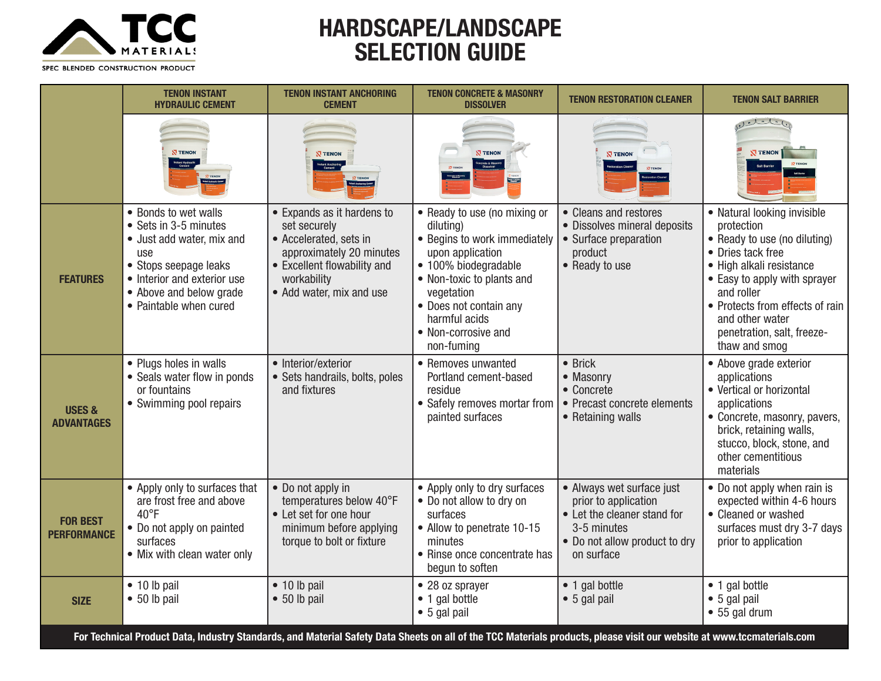TCC MATERIALS

SPEC BLENDED CONSTRUCTION PRODUCT

# HARDSCAPE/LANDSCAPE SELECTION GUIDE

| | TENON INSTANT HYDRAULIC CEMENT | TENON INSTANT ANCHORING CEMENT | TENON CONCRETE & MASONRY DISSOLVER | TENON RESTORATION CLEANER | TENON SALT BARRIER |
|---|---|---|---|---|---|
| **FEATURES** | • Bonds to wet walls<br>• Sets in 3-5 minutes<br>• Just add water, mix and use<br>• Stops seepage leaks<br>• Interior and exterior use<br>• Above and below grade<br>• Paintable when cured | • Expands as it hardens to set securely<br>• Accelerated, sets in approximately 20 minutes<br>• Excellent flowability and workability<br>• Add water, mix and use | • Ready to use (no mixing or diluting)<br>• Begins to work immediately upon application<br>• 100% biodegradable<br>• Non-toxic to plants and vegetation<br>• Does not contain any harmful acids<br>• Non-corrosive and non-fuming | • Cleans and restores<br>• Dissolves mineral deposits<br>• Surface preparation product<br>• Ready to use | • Natural looking invisible protection<br>• Ready to use (no diluting)<br>• Dries tack free<br>• High alkali resistance<br>• Easy to apply with sprayer and roller<br>• Protects from effects of rain and other water penetration, salt, freeze-thaw and smog |
| **USES & ADVANTAGES** | • Plugs holes in walls<br>• Seals water flow in ponds or fountains<br>• Swimming pool repairs | • Interior/exterior<br>• Sets handrails, bolts, poles and fixtures | • Removes unwanted Portland cement-based residue<br>• Safely removes mortar from painted surfaces | • Brick<br>• Masonry<br>• Concrete<br>• Precast concrete elements<br>• Retaining walls | • Above grade exterior applications<br>• Vertical or horizontal applications<br>• Concrete, masonry, pavers, brick, retaining walls, stucco, block, stone, and other cementitious materials |
| **FOR BEST PERFORMANCE** | • Apply only to surfaces that are frost free and above 40°F<br>• Do not apply on painted surfaces<br>• Mix with clean water only | • Do not apply in temperatures below 40°F<br>• Let set for one hour minimum before applying torque to bolt or fixture | • Apply only to dry surfaces<br>• Do not allow to dry on surfaces<br>• Allow to penetrate 10-15 minutes<br>• Rinse once concentrate has begun to soften | • Always wet surface just prior to application<br>• Let the cleaner stand for 3-5 minutes<br>• Do not allow product to dry on surface | • Do not apply when rain is expected within 4-6 hours<br>• Cleaned or washed surfaces must dry 3-7 days prior to application |
| **SIZE** | • 10 lb pail<br>• 50 lb pail | • 10 lb pail<br>• 50 lb pail | • 28 oz sprayer<br>• 1 gal bottle<br>• 5 gal pail | • 1 gal bottle<br>• 5 gal pail | • 1 gal bottle<br>• 5 gal pail<br>• 55 gal drum |

**For Technical Product Data, Industry Standards, and Material Safety Data Sheets on all of the TCC Materials products, please visit our website at www.tccmaterials.com**